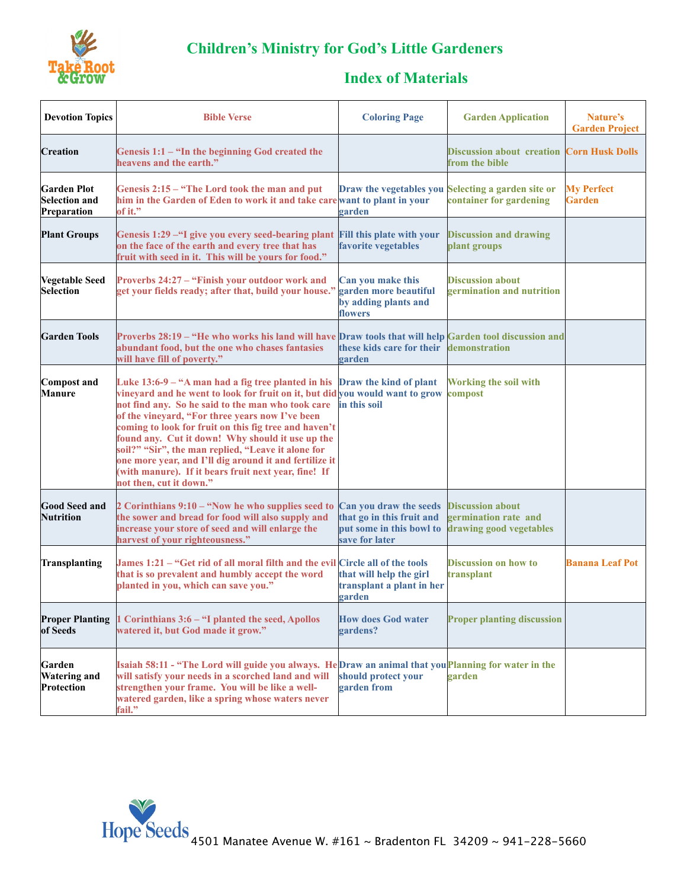# Children's Ministry for God's Little Gardeners

## Index of Materials

| Devotion Topics | Bible Verse | Coloring Page | Garden Application | Nature's Garden Project |
|---|---|---|---|---|
| Creation | Genesis 1:1 – "In the beginning God created the heavens and the earth." | | Discussion about creation from the bible | Corn Husk Dolls |
| Garden Plot Selection and Preparation | Genesis 2:15 – "The Lord took the man and put him in the Garden of Eden to work it and take care of it." | Draw the vegetables you want to plant in your garden | Selecting a garden site or container for gardening | My Perfect Garden |
| Plant Groups | Genesis 1:29 –"I give you every seed-bearing plant on the face of the earth and every tree that has fruit with seed in it. This will be yours for food." | Fill this plate with your favorite vegetables | Discussion and drawing plant groups | |
| Vegetable Seed Selection | Proverbs 24:27 – "Finish your outdoor work and get your fields ready; after that, build your house." | Can you make this garden more beautiful by adding plants and flowers | Discussion about germination and nutrition | |
| Garden Tools | Proverbs 28:19 – "He who works his land will have abundant food, but the one who chases fantasies will have fill of poverty." | Draw tools that will help these kids care for their garden | Garden tool discussion and demonstration | |
| Compost and Manure | Luke 13:6-9 – "A man had a fig tree planted in his vineyard and he went to look for fruit on it, but did not find any. So he said to the man who took care of the vineyard, "For three years now I've been coming to look for fruit on this fig tree and haven't found any. Cut it down! Why should it use up the soil?" "Sir", the man replied, "Leave it alone for one more year, and I'll dig around it and fertilize it (with manure). If it bears fruit next year, fine! If not then, cut it down." | Draw the kind of plant you would want to grow in this soil | Working the soil with compost | |
| Good Seed and Nutrition | 2 Corinthians 9:10 – "Now he who supplies seed to the sower and bread for food will also supply and increase your store of seed and will enlarge the harvest of your righteousness." | Can you draw the seeds that go in this fruit and put some in this bowl to save for later | Discussion about germination rate and drawing good vegetables | |
| Transplanting | James 1:21 – "Get rid of all moral filth and the evil that is so prevalent and humbly accept the word planted in you, which can save you." | Circle all of the tools that will help the girl transplant a plant in her garden | Discussion on how to transplant | Banana Leaf Pot |
| Proper Planting of Seeds | 1 Corinthians 3:6 – "I planted the seed, Apollos watered it, but God made it grow." | How does God water gardens? | Proper planting discussion | |
| Garden Watering and Protection | Isaiah 58:11 - "The Lord will guide you always. He will satisfy your needs in a scorched land and will strengthen your frame. You will be like a well-watered garden, like a spring whose waters never fail." | Draw an animal that you should protect your garden from | Planning for water in the garden | |

Hope Seeds 4501 Manatee Avenue W. #161 ~ Bradenton FL 34209 ~ 941-228-5660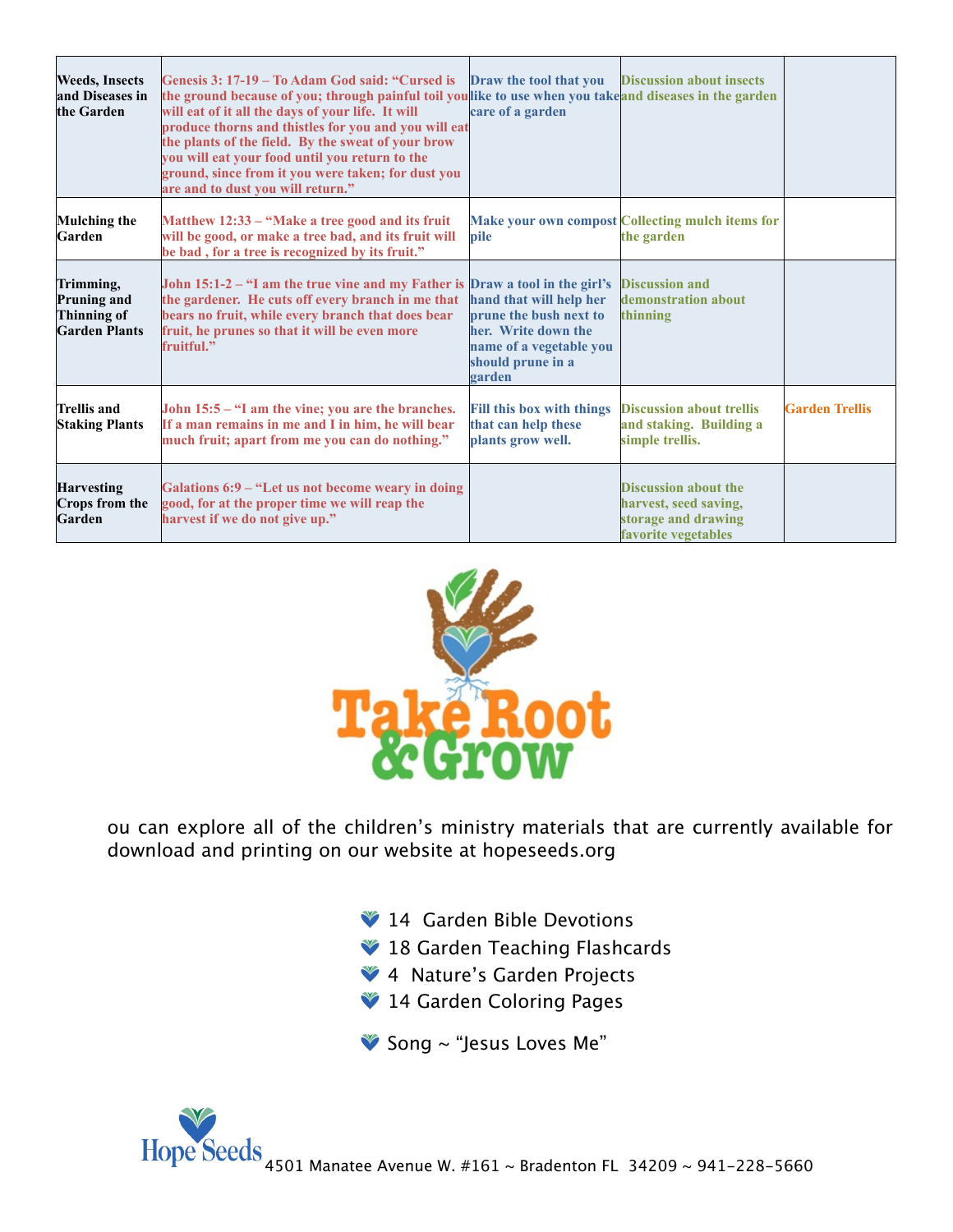| | | | | |
|---|---|---|---|---|
| **Weeds, Insects and Diseases in the Garden** | **Genesis 3: 17-19 – To Adam God said: "Cursed is the ground because of you; through painful toil you will eat of it all the days of your life. It will produce thorns and thistles for you and you will eat the plants of the field. By the sweat of your brow you will eat your food until you return to the ground, since from it you were taken; for dust you are and to dust you will return."** | **Draw the tool that you like to use when you take care of a garden** | **Discussion about insects and diseases in the garden** | |
| **Mulching the Garden** | **Matthew 12:33 – "Make a tree good and its fruit will be good, or make a tree bad, and its fruit will be bad , for a tree is recognized by its fruit."** | **Make your own compost pile** | **Collecting mulch items for the garden** | |
| **Trimming, Pruning and Thinning of Garden Plants** | **John 15:1-2 – "I am the true vine and my Father is the gardener. He cuts off every branch in me that bears no fruit, while every branch that does bear fruit, he prunes so that it will be even more fruitful."** | **Draw a tool in the girl's hand that will help her prune the bush next to her. Write down the name of a vegetable you should prune in a garden** | **Discussion and demonstration about thinning** | |
| **Trellis and Staking Plants** | **John 15:5 – "I am the vine; you are the branches. If a man remains in me and I in him, he will bear much fruit; apart from me you can do nothing."** | **Fill this box with things that can help these plants grow well.** | **Discussion about trellis and staking. Building a simple trellis.** | **Garden Trellis** |
| **Harvesting Crops from the Garden** | **Galations 6:9 – "Let us not become weary in doing good, for at the proper time we will reap the harvest if we do not give up."** | | **Discussion about the harvest, seed saving, storage and drawing favorite vegetables** | |

Take Root & Grow

ou can explore all of the children's ministry materials that are currently available for download and printing on our website at hopeseeds.org

- 14 Garden Bible Devotions
- 18 Garden Teaching Flashcards
- 4 Nature's Garden Projects
- 14 Garden Coloring Pages

- Song ~ "Jesus Loves Me"

Hope Seeds 4501 Manatee Avenue W. #161 ~ Bradenton FL 34209 ~ 941-228-5660